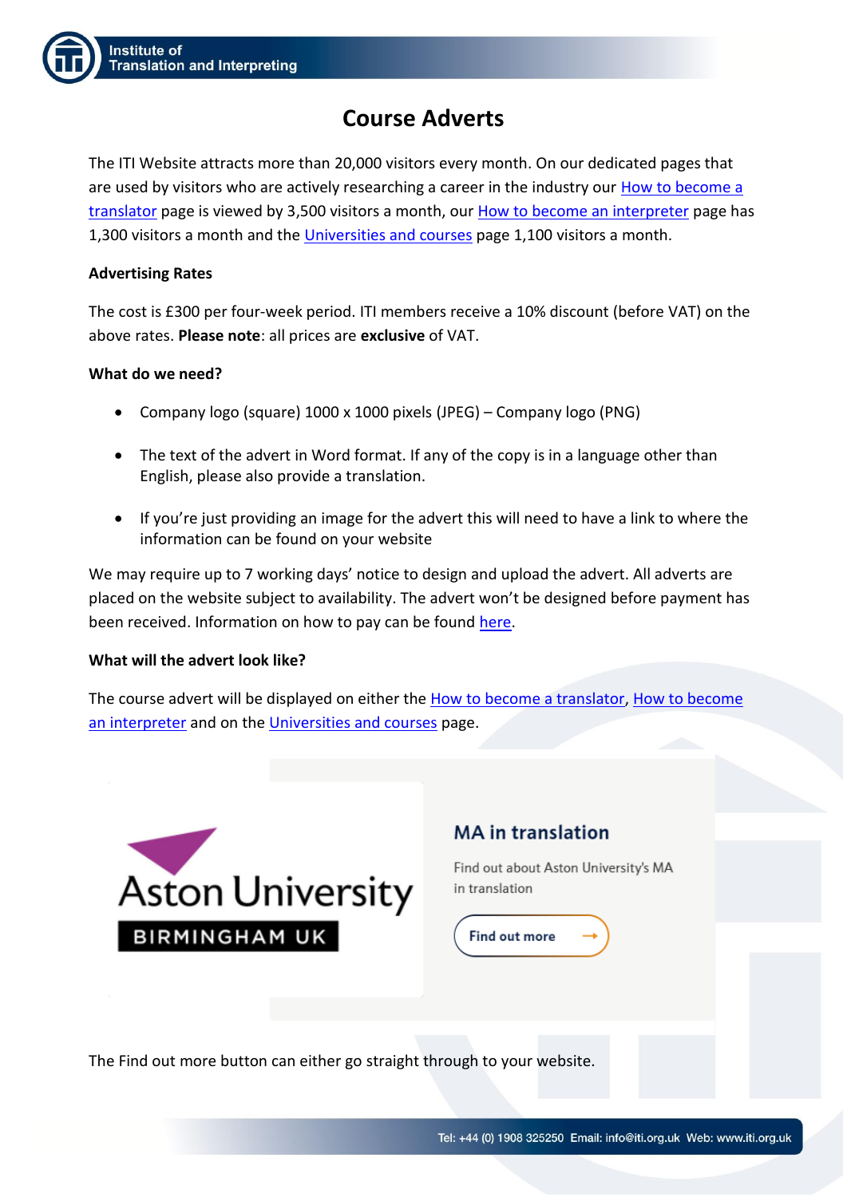# Course Adverts

The ITI Website attracts more than 20,000 visitors every month. On our dedicated pages that are used by visitors who are actively researching a career in the industry our How to become a translator page is viewed by 3,500 visitors a month, our How to become an interpreter page has 1,300 visitors a month and the Universities and courses page 1,100 visitors a month.

**Advertising Rates**

The cost is £300 per four-week period. ITI members receive a 10% discount (before VAT) on the above rates. **Please note**: all prices are **exclusive** of VAT.

**What do we need?**

- Company logo (square) 1000 x 1000 pixels (JPEG) – Company logo (PNG)
- The text of the advert in Word format. If any of the copy is in a language other than English, please also provide a translation.
- If you're just providing an image for the advert this will need to have a link to where the information can be found on your website

We may require up to 7 working days' notice to design and upload the advert. All adverts are placed on the website subject to availability. The advert won't be designed before payment has been received. Information on how to pay can be found here.

**What will the advert look like?**

The course advert will be displayed on either the How to become a translator, How to become an interpreter and on the Universities and courses page.

Aston University
BIRMINGHAM UK

MA in translation

Find out about Aston University's MA in translation

Find out more →

The Find out more button can either go straight through to your website.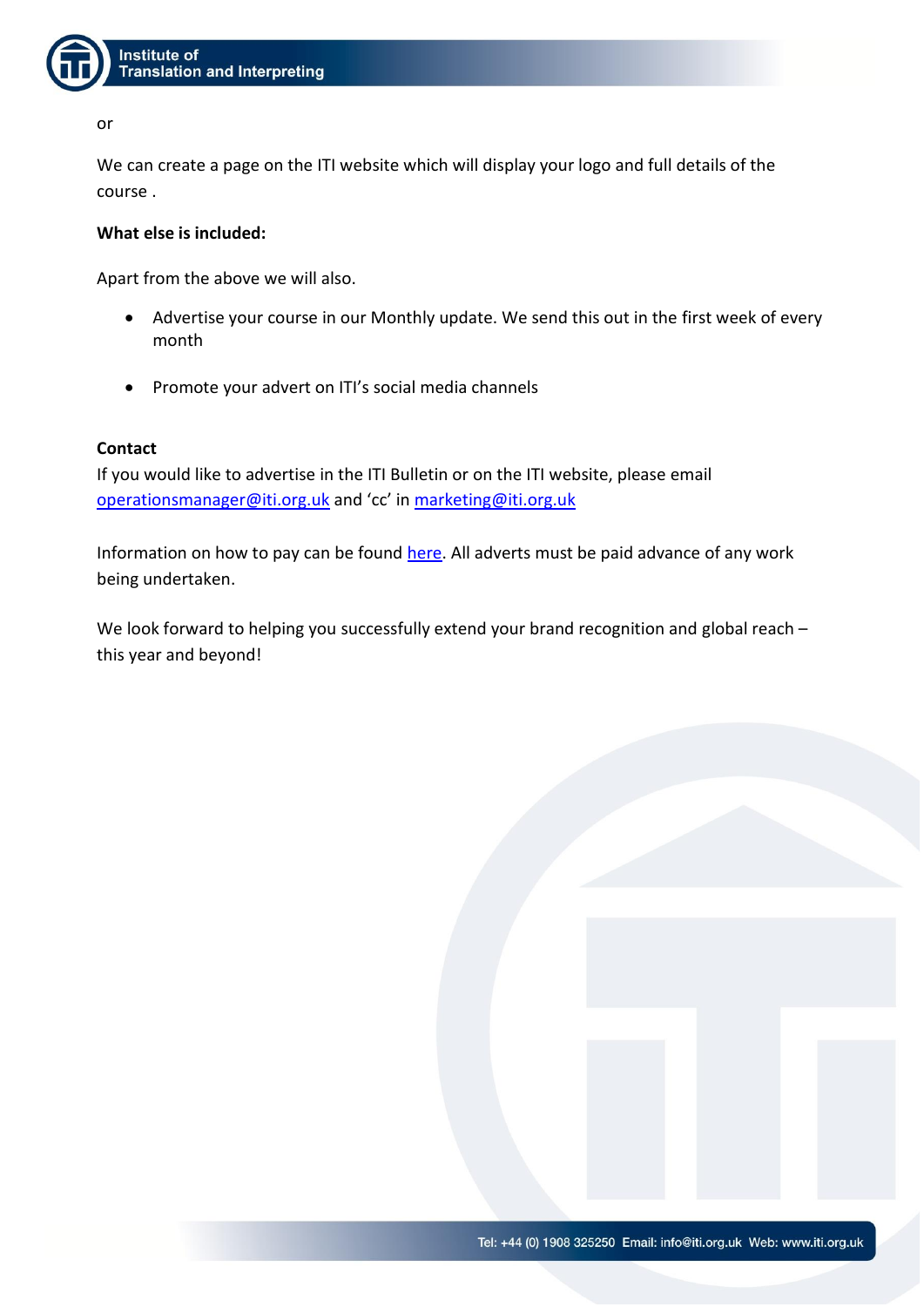or

We can create a page on the ITI website which will display your logo and full details of the course .

**What else is included:**

Apart from the above we will also.

- Advertise your course in our Monthly update. We send this out in the first week of every month

- Promote your advert on ITI's social media channels

**Contact**

If you would like to advertise in the ITI Bulletin or on the ITI website, please email operationsmanager@iti.org.uk and 'cc' in marketing@iti.org.uk

Information on how to pay can be found here. All adverts must be paid advance of any work being undertaken.

We look forward to helping you successfully extend your brand recognition and global reach – this year and beyond!